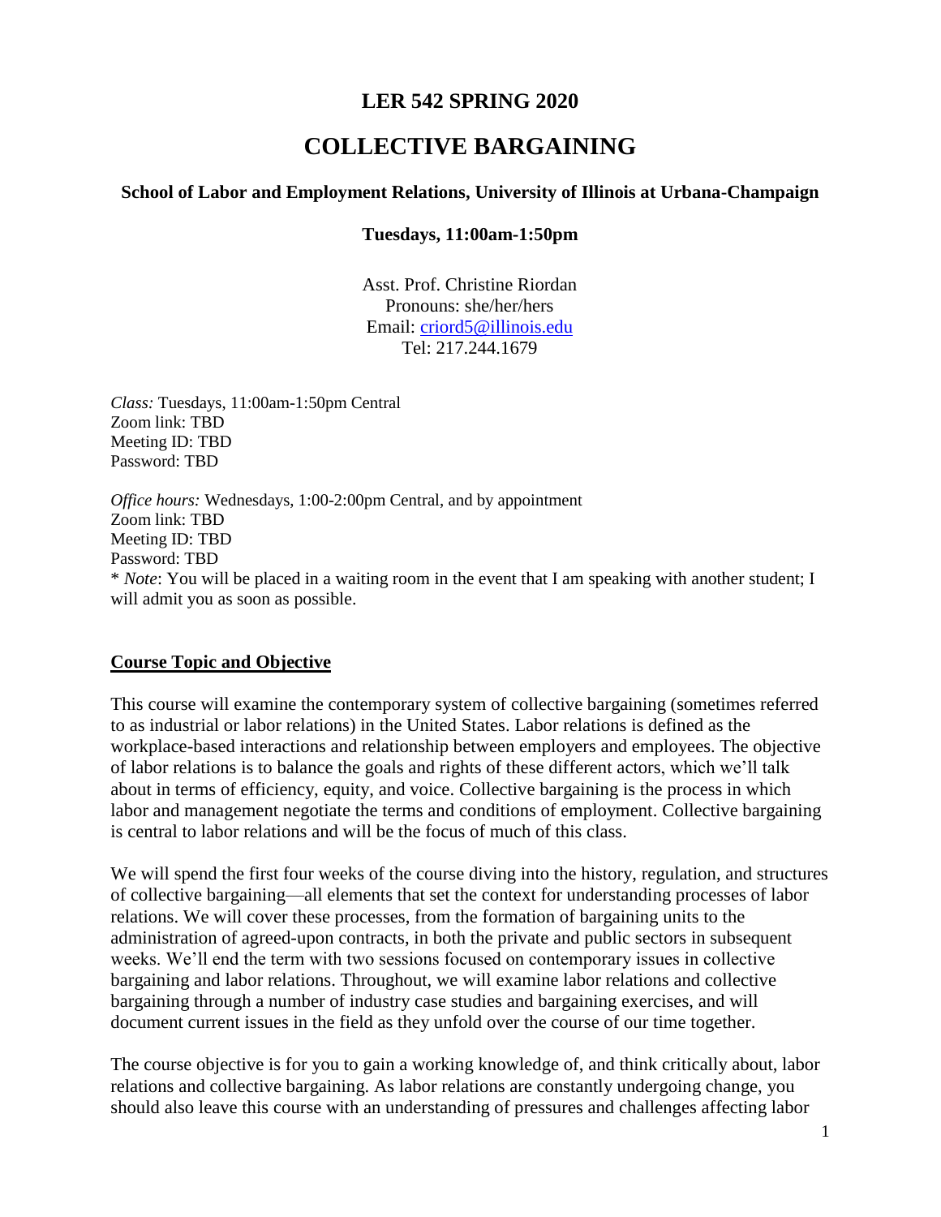# LER 542 SPRING 2020

# COLLECTIVE BARGAINING

### School of Labor and Employment Relations, University of Illinois at Urbana-Champaign

**Tuesdays, 11:00am-1:50pm**

Asst. Prof. Christine Riordan
Pronouns: she/her/hers
Email: criord5@illinois.edu
Tel: 217.244.1679

*Class:* Tuesdays, 11:00am-1:50pm Central
Zoom link: TBD
Meeting ID: TBD
Password: TBD

*Office hours:* Wednesdays, 1:00-2:00pm Central, and by appointment
Zoom link: TBD
Meeting ID: TBD
Password: TBD
* *Note*: You will be placed in a waiting room in the event that I am speaking with another student; I will admit you as soon as possible.

## Course Topic and Objective

This course will examine the contemporary system of collective bargaining (sometimes referred to as industrial or labor relations) in the United States. Labor relations is defined as the workplace-based interactions and relationship between employers and employees. The objective of labor relations is to balance the goals and rights of these different actors, which we'll talk about in terms of efficiency, equity, and voice. Collective bargaining is the process in which labor and management negotiate the terms and conditions of employment. Collective bargaining is central to labor relations and will be the focus of much of this class.

We will spend the first four weeks of the course diving into the history, regulation, and structures of collective bargaining—all elements that set the context for understanding processes of labor relations. We will cover these processes, from the formation of bargaining units to the administration of agreed-upon contracts, in both the private and public sectors in subsequent weeks. We'll end the term with two sessions focused on contemporary issues in collective bargaining and labor relations. Throughout, we will examine labor relations and collective bargaining through a number of industry case studies and bargaining exercises, and will document current issues in the field as they unfold over the course of our time together.

The course objective is for you to gain a working knowledge of, and think critically about, labor relations and collective bargaining. As labor relations are constantly undergoing change, you should also leave this course with an understanding of pressures and challenges affecting labor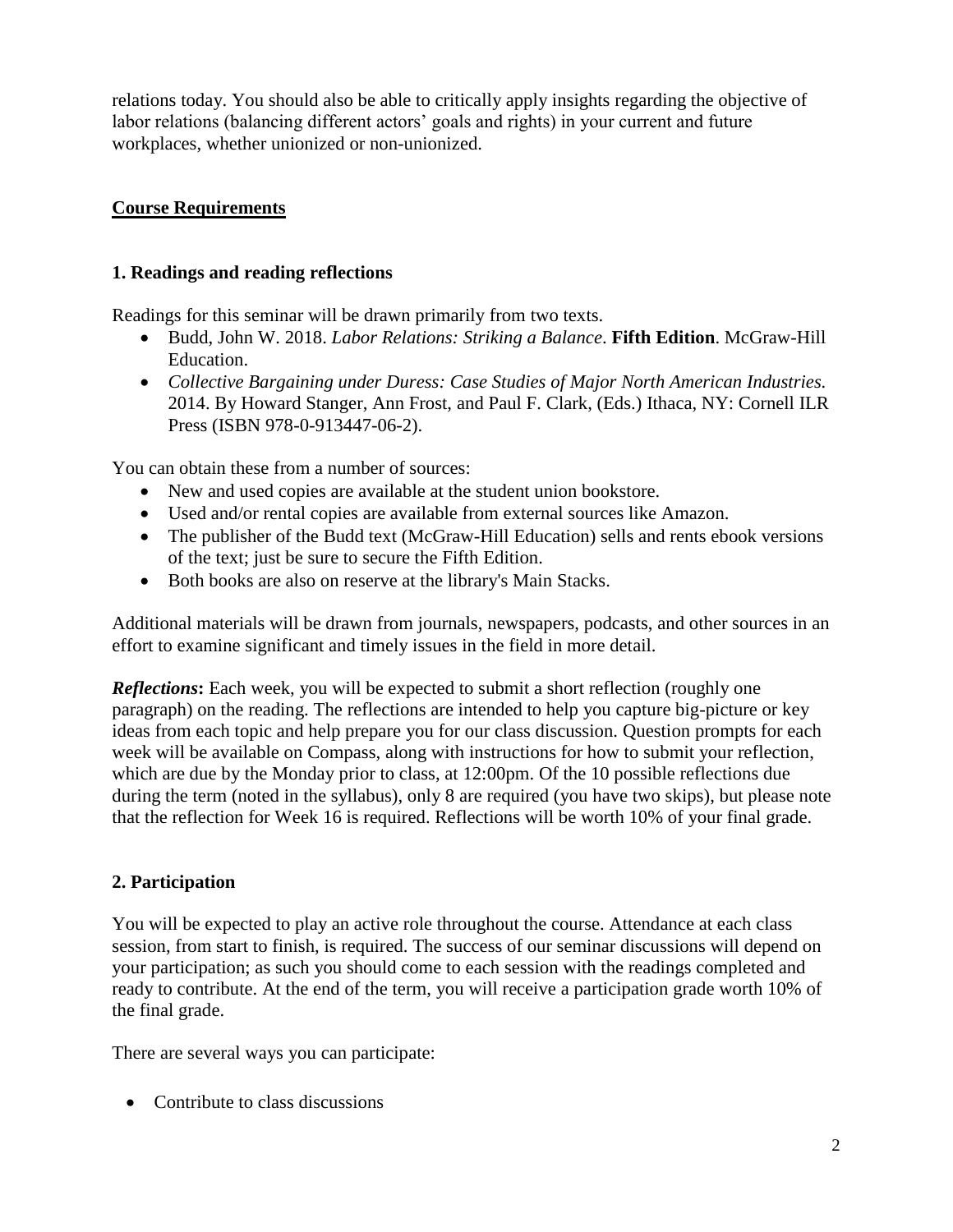relations today. You should also be able to critically apply insights regarding the objective of labor relations (balancing different actors' goals and rights) in your current and future workplaces, whether unionized or non-unionized.

## Course Requirements

### 1. Readings and reading reflections

Readings for this seminar will be drawn primarily from two texts.

- Budd, John W. 2018. *Labor Relations: Striking a Balance*. **Fifth Edition**. McGraw-Hill Education.
- *Collective Bargaining under Duress: Case Studies of Major North American Industries.* 2014. By Howard Stanger, Ann Frost, and Paul F. Clark, (Eds.) Ithaca, NY: Cornell ILR Press (ISBN 978-0-913447-06-2).

You can obtain these from a number of sources:

- New and used copies are available at the student union bookstore.
- Used and/or rental copies are available from external sources like Amazon.
- The publisher of the Budd text (McGraw-Hill Education) sells and rents ebook versions of the text; just be sure to secure the Fifth Edition.
- Both books are also on reserve at the library's Main Stacks.

Additional materials will be drawn from journals, newspapers, podcasts, and other sources in an effort to examine significant and timely issues in the field in more detail.

***Reflections*****:** Each week, you will be expected to submit a short reflection (roughly one paragraph) on the reading. The reflections are intended to help you capture big-picture or key ideas from each topic and help prepare you for our class discussion. Question prompts for each week will be available on Compass, along with instructions for how to submit your reflection, which are due by the Monday prior to class, at 12:00pm. Of the 10 possible reflections due during the term (noted in the syllabus), only 8 are required (you have two skips), but please note that the reflection for Week 16 is required. Reflections will be worth 10% of your final grade.

### 2. Participation

You will be expected to play an active role throughout the course. Attendance at each class session, from start to finish, is required. The success of our seminar discussions will depend on your participation; as such you should come to each session with the readings completed and ready to contribute. At the end of the term, you will receive a participation grade worth 10% of the final grade.

There are several ways you can participate:

- Contribute to class discussions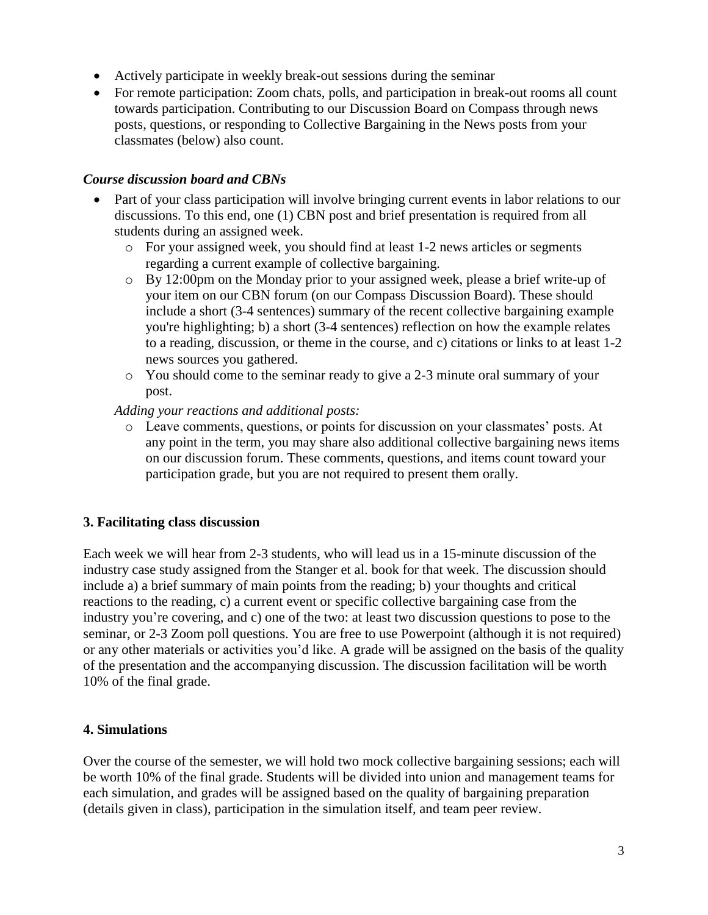- Actively participate in weekly break-out sessions during the seminar
- For remote participation: Zoom chats, polls, and participation in break-out rooms all count towards participation. Contributing to our Discussion Board on Compass through news posts, questions, or responding to Collective Bargaining in the News posts from your classmates (below) also count.

### *Course discussion board and CBNs*

- Part of your class participation will involve bringing current events in labor relations to our discussions. To this end, one (1) CBN post and brief presentation is required from all students during an assigned week.
  - For your assigned week, you should find at least 1-2 news articles or segments regarding a current example of collective bargaining.
  - By 12:00pm on the Monday prior to your assigned week, please a brief write-up of your item on our CBN forum (on our Compass Discussion Board). These should include a short (3-4 sentences) summary of the recent collective bargaining example you're highlighting; b) a short (3-4 sentences) reflection on how the example relates to a reading, discussion, or theme in the course, and c) citations or links to at least 1-2 news sources you gathered.
  - You should come to the seminar ready to give a 2-3 minute oral summary of your post.

  *Adding your reactions and additional posts:*
  - Leave comments, questions, or points for discussion on your classmates' posts. At any point in the term, you may share also additional collective bargaining news items on our discussion forum. These comments, questions, and items count toward your participation grade, but you are not required to present them orally.

## 3. Facilitating class discussion

Each week we will hear from 2-3 students, who will lead us in a 15-minute discussion of the industry case study assigned from the Stanger et al. book for that week. The discussion should include a) a brief summary of main points from the reading; b) your thoughts and critical reactions to the reading, c) a current event or specific collective bargaining case from the industry you're covering, and c) one of the two: at least two discussion questions to pose to the seminar, or 2-3 Zoom poll questions. You are free to use Powerpoint (although it is not required) or any other materials or activities you'd like. A grade will be assigned on the basis of the quality of the presentation and the accompanying discussion. The discussion facilitation will be worth 10% of the final grade.

## 4. Simulations

Over the course of the semester, we will hold two mock collective bargaining sessions; each will be worth 10% of the final grade. Students will be divided into union and management teams for each simulation, and grades will be assigned based on the quality of bargaining preparation (details given in class), participation in the simulation itself, and team peer review.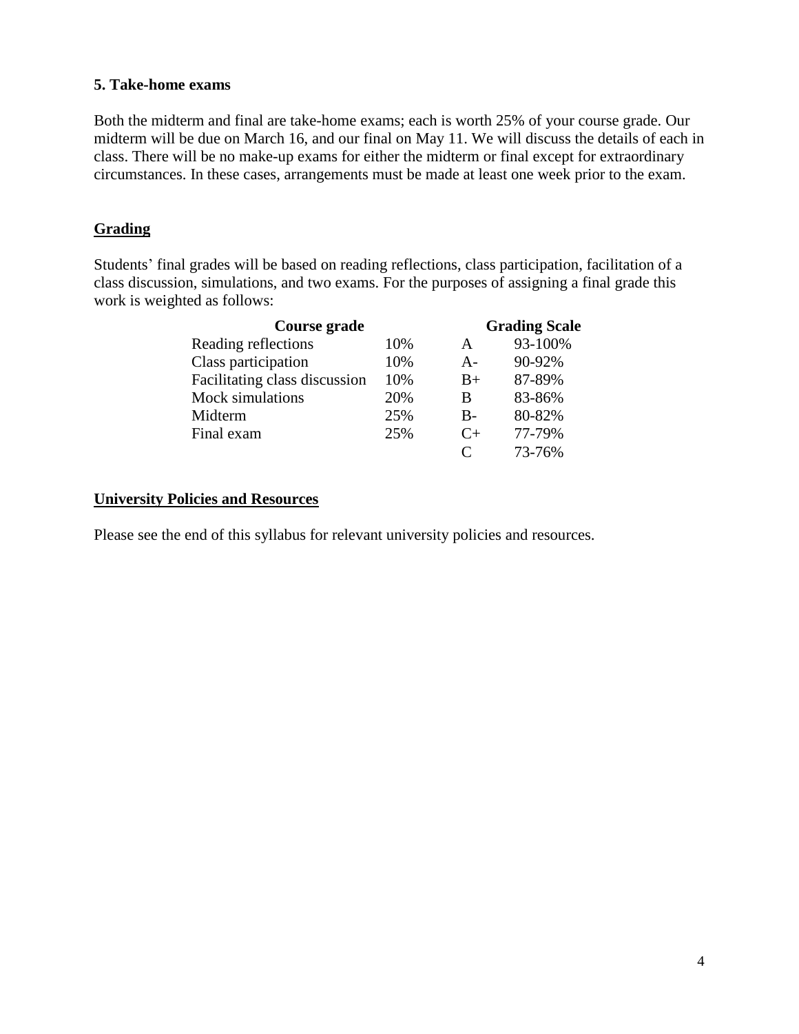**5. Take-home exams**

Both the midterm and final are take-home exams; each is worth 25% of your course grade. Our midterm will be due on March 16, and our final on May 11. We will discuss the details of each in class. There will be no make-up exams for either the midterm or final except for extraordinary circumstances. In these cases, arrangements must be made at least one week prior to the exam.

## Grading

Students' final grades will be based on reading reflections, class participation, facilitation of a class discussion, simulations, and two exams. For the purposes of assigning a final grade this work is weighted as follows:

| Course grade | | Grading Scale | |
|---|---|---|---|
| Reading reflections | 10% | A | 93-100% |
| Class participation | 10% | A- | 90-92% |
| Facilitating class discussion | 10% | B+ | 87-89% |
| Mock simulations | 20% | B | 83-86% |
| Midterm | 25% | B- | 80-82% |
| Final exam | 25% | C+ | 77-79% |
| | | C | 73-76% |

## University Policies and Resources

Please see the end of this syllabus for relevant university policies and resources.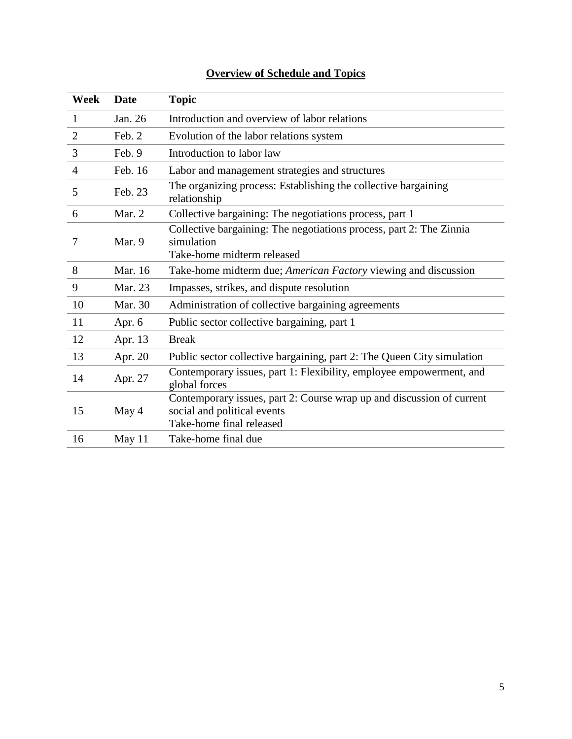## Overview of Schedule and Topics

| Week | Date | Topic |
|---|---|---|
| 1 | Jan. 26 | Introduction and overview of labor relations |
| 2 | Feb. 2 | Evolution of the labor relations system |
| 3 | Feb. 9 | Introduction to labor law |
| 4 | Feb. 16 | Labor and management strategies and structures |
| 5 | Feb. 23 | The organizing process: Establishing the collective bargaining relationship |
| 6 | Mar. 2 | Collective bargaining: The negotiations process, part 1 |
| 7 | Mar. 9 | Collective bargaining: The negotiations process, part 2: The Zinnia simulation<br>Take-home midterm released |
| 8 | Mar. 16 | Take-home midterm due; *American Factory* viewing and discussion |
| 9 | Mar. 23 | Impasses, strikes, and dispute resolution |
| 10 | Mar. 30 | Administration of collective bargaining agreements |
| 11 | Apr. 6 | Public sector collective bargaining, part 1 |
| 12 | Apr. 13 | Break |
| 13 | Apr. 20 | Public sector collective bargaining, part 2: The Queen City simulation |
| 14 | Apr. 27 | Contemporary issues, part 1: Flexibility, employee empowerment, and global forces |
| 15 | May 4 | Contemporary issues, part 2: Course wrap up and discussion of current social and political events<br>Take-home final released |
| 16 | May 11 | Take-home final due |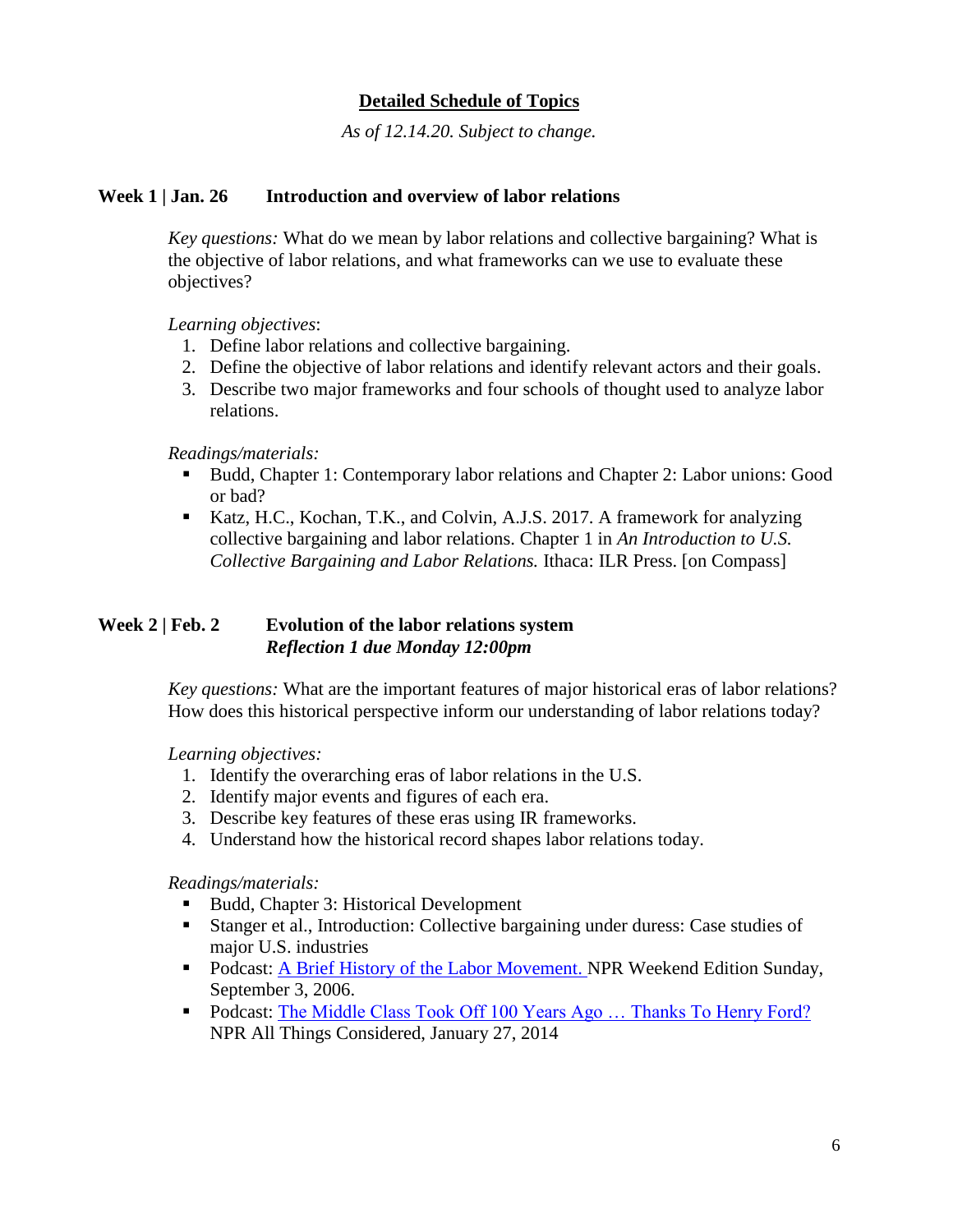## Detailed Schedule of Topics

*As of 12.14.20. Subject to change.*

### Week 1 | Jan. 26 Introduction and overview of labor relations

*Key questions:* What do we mean by labor relations and collective bargaining? What is the objective of labor relations, and what frameworks can we use to evaluate these objectives?

*Learning objectives*:

1. Define labor relations and collective bargaining.
2. Define the objective of labor relations and identify relevant actors and their goals.
3. Describe two major frameworks and four schools of thought used to analyze labor relations.

*Readings/materials:*

- Budd, Chapter 1: Contemporary labor relations and Chapter 2: Labor unions: Good or bad?
- Katz, H.C., Kochan, T.K., and Colvin, A.J.S. 2017. A framework for analyzing collective bargaining and labor relations. Chapter 1 in *An Introduction to U.S. Collective Bargaining and Labor Relations.* Ithaca: ILR Press. [on Compass]

### Week 2 | Feb. 2 Evolution of the labor relations system

***Reflection 1 due Monday 12:00pm***

*Key questions:* What are the important features of major historical eras of labor relations? How does this historical perspective inform our understanding of labor relations today?

*Learning objectives:*

1. Identify the overarching eras of labor relations in the U.S.
2. Identify major events and figures of each era.
3. Describe key features of these eras using IR frameworks.
4. Understand how the historical record shapes labor relations today.

*Readings/materials:*

- Budd, Chapter 3: Historical Development
- Stanger et al., Introduction: Collective bargaining under duress: Case studies of major U.S. industries
- Podcast: A Brief History of the Labor Movement. NPR Weekend Edition Sunday, September 3, 2006.
- Podcast: The Middle Class Took Off 100 Years Ago … Thanks To Henry Ford? NPR All Things Considered, January 27, 2014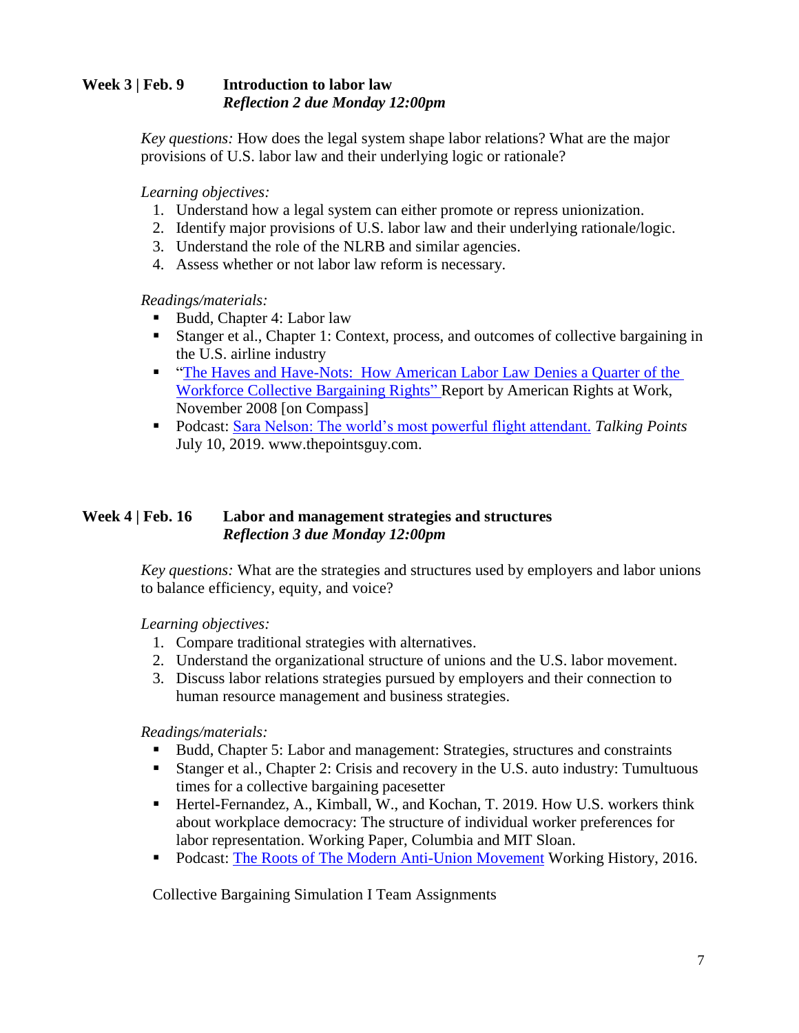### Week 3 | Feb. 9 — Introduction to labor law
***Reflection 2 due Monday 12:00pm***

*Key questions:* How does the legal system shape labor relations? What are the major provisions of U.S. labor law and their underlying logic or rationale?

*Learning objectives:*

1. Understand how a legal system can either promote or repress unionization.
2. Identify major provisions of U.S. labor law and their underlying rationale/logic.
3. Understand the role of the NLRB and similar agencies.
4. Assess whether or not labor law reform is necessary.

*Readings/materials:*

- Budd, Chapter 4: Labor law
- Stanger et al., Chapter 1: Context, process, and outcomes of collective bargaining in the U.S. airline industry
- "The Haves and Have-Nots: How American Labor Law Denies a Quarter of the Workforce Collective Bargaining Rights" Report by American Rights at Work, November 2008 [on Compass]
- Podcast: Sara Nelson: The world's most powerful flight attendant. *Talking Points* July 10, 2019. www.thepointsguy.com.

### Week 4 | Feb. 16 — Labor and management strategies and structures
***Reflection 3 due Monday 12:00pm***

*Key questions:* What are the strategies and structures used by employers and labor unions to balance efficiency, equity, and voice?

*Learning objectives:*

1. Compare traditional strategies with alternatives.
2. Understand the organizational structure of unions and the U.S. labor movement.
3. Discuss labor relations strategies pursued by employers and their connection to human resource management and business strategies.

*Readings/materials:*

- Budd, Chapter 5: Labor and management: Strategies, structures and constraints
- Stanger et al., Chapter 2: Crisis and recovery in the U.S. auto industry: Tumultuous times for a collective bargaining pacesetter
- Hertel-Fernandez, A., Kimball, W., and Kochan, T. 2019. How U.S. workers think about workplace democracy: The structure of individual worker preferences for labor representation. Working Paper, Columbia and MIT Sloan.
- Podcast: The Roots of The Modern Anti-Union Movement Working History, 2016.

Collective Bargaining Simulation I Team Assignments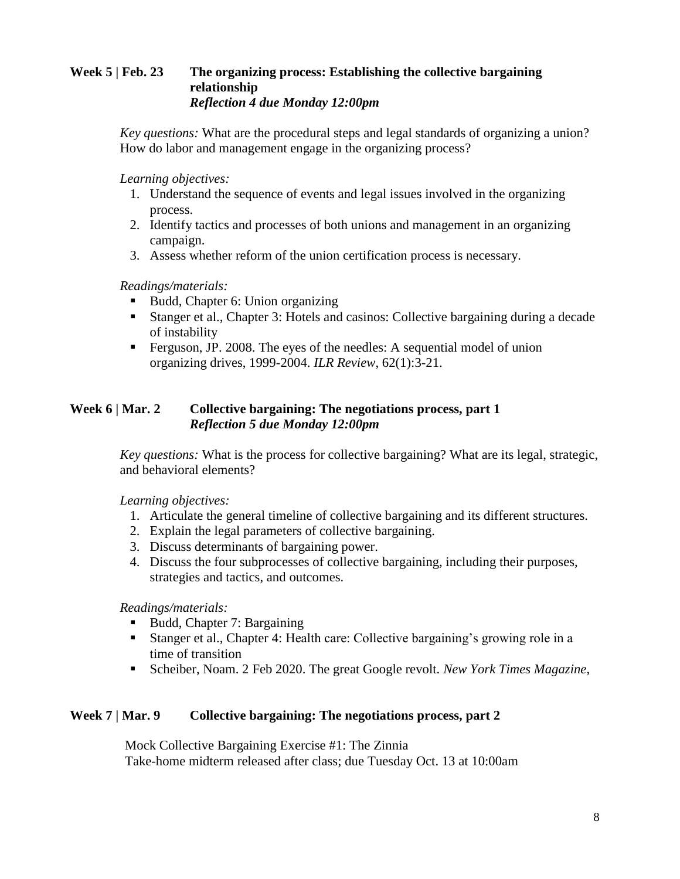**Week 5 | Feb. 23** **The organizing process: Establishing the collective bargaining relationship**
***Reflection 4 due Monday 12:00pm***

*Key questions:* What are the procedural steps and legal standards of organizing a union? How do labor and management engage in the organizing process?

*Learning objectives:*

1. Understand the sequence of events and legal issues involved in the organizing process.
2. Identify tactics and processes of both unions and management in an organizing campaign.
3. Assess whether reform of the union certification process is necessary.

*Readings/materials:*

- Budd, Chapter 6: Union organizing
- Stanger et al., Chapter 3: Hotels and casinos: Collective bargaining during a decade of instability
- Ferguson, JP. 2008. The eyes of the needles: A sequential model of union organizing drives, 1999-2004. *ILR Review*, 62(1):3-21.

**Week 6 | Mar. 2** **Collective bargaining: The negotiations process, part 1**
***Reflection 5 due Monday 12:00pm***

*Key questions:* What is the process for collective bargaining? What are its legal, strategic, and behavioral elements?

*Learning objectives:*

1. Articulate the general timeline of collective bargaining and its different structures.
2. Explain the legal parameters of collective bargaining.
3. Discuss determinants of bargaining power.
4. Discuss the four subprocesses of collective bargaining, including their purposes, strategies and tactics, and outcomes.

*Readings/materials:*

- Budd, Chapter 7: Bargaining
- Stanger et al., Chapter 4: Health care: Collective bargaining's growing role in a time of transition
- Scheiber, Noam. 2 Feb 2020. The great Google revolt. *New York Times Magazine*,

**Week 7 | Mar. 9** **Collective bargaining: The negotiations process, part 2**

Mock Collective Bargaining Exercise #1: The Zinnia
Take-home midterm released after class; due Tuesday Oct. 13 at 10:00am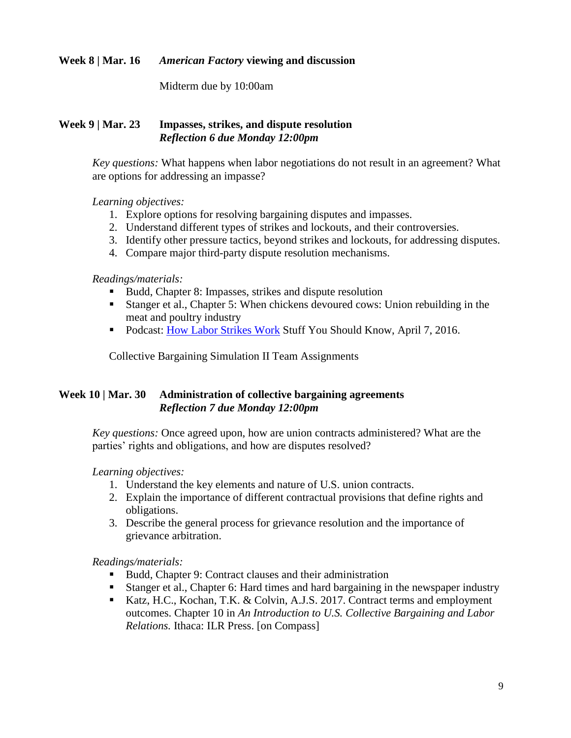**Week 8 | Mar. 16** ***American Factory*** **viewing and discussion**

Midterm due by 10:00am

**Week 9 | Mar. 23** **Impasses, strikes, and dispute resolution**
***Reflection 6 due Monday 12:00pm***

*Key questions:* What happens when labor negotiations do not result in an agreement? What are options for addressing an impasse?

*Learning objectives:*

1. Explore options for resolving bargaining disputes and impasses.
2. Understand different types of strikes and lockouts, and their controversies.
3. Identify other pressure tactics, beyond strikes and lockouts, for addressing disputes.
4. Compare major third-party dispute resolution mechanisms.

*Readings/materials:*

- Budd, Chapter 8: Impasses, strikes and dispute resolution
- Stanger et al., Chapter 5: When chickens devoured cows: Union rebuilding in the meat and poultry industry
- Podcast: How Labor Strikes Work Stuff You Should Know, April 7, 2016.

Collective Bargaining Simulation II Team Assignments

**Week 10 | Mar. 30** **Administration of collective bargaining agreements**
***Reflection 7 due Monday 12:00pm***

*Key questions:* Once agreed upon, how are union contracts administered? What are the parties' rights and obligations, and how are disputes resolved?

*Learning objectives:*

1. Understand the key elements and nature of U.S. union contracts.
2. Explain the importance of different contractual provisions that define rights and obligations.
3. Describe the general process for grievance resolution and the importance of grievance arbitration.

*Readings/materials:*

- Budd, Chapter 9: Contract clauses and their administration
- Stanger et al., Chapter 6: Hard times and hard bargaining in the newspaper industry
- Katz, H.C., Kochan, T.K. & Colvin, A.J.S. 2017. Contract terms and employment outcomes. Chapter 10 in *An Introduction to U.S. Collective Bargaining and Labor Relations.* Ithaca: ILR Press. [on Compass]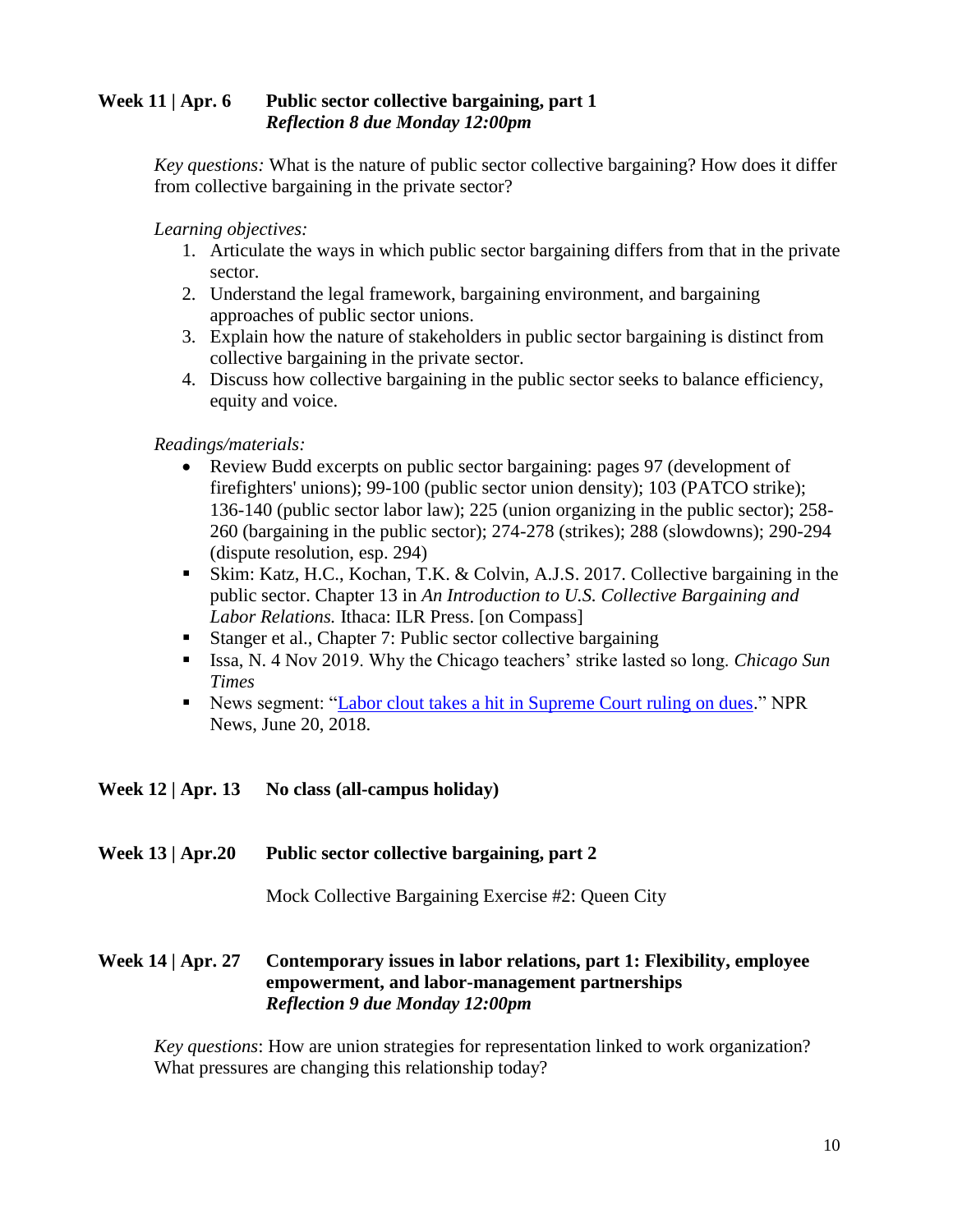**Week 11 | Apr. 6 Public sector collective bargaining, part 1**
***Reflection 8 due Monday 12:00pm***

*Key questions:* What is the nature of public sector collective bargaining? How does it differ from collective bargaining in the private sector?

*Learning objectives:*

1. Articulate the ways in which public sector bargaining differs from that in the private sector.
2. Understand the legal framework, bargaining environment, and bargaining approaches of public sector unions.
3. Explain how the nature of stakeholders in public sector bargaining is distinct from collective bargaining in the private sector.
4. Discuss how collective bargaining in the public sector seeks to balance efficiency, equity and voice.

*Readings/materials:*

- Review Budd excerpts on public sector bargaining: pages 97 (development of firefighters' unions); 99-100 (public sector union density); 103 (PATCO strike); 136-140 (public sector labor law); 225 (union organizing in the public sector); 258-260 (bargaining in the public sector); 274-278 (strikes); 288 (slowdowns); 290-294 (dispute resolution, esp. 294)
- Skim: Katz, H.C., Kochan, T.K. & Colvin, A.J.S. 2017. Collective bargaining in the public sector. Chapter 13 in *An Introduction to U.S. Collective Bargaining and Labor Relations.* Ithaca: ILR Press. [on Compass]
- Stanger et al., Chapter 7: Public sector collective bargaining
- Issa, N. 4 Nov 2019. Why the Chicago teachers' strike lasted so long. *Chicago Sun Times*
- News segment: "Labor clout takes a hit in Supreme Court ruling on dues." NPR News, June 20, 2018.

**Week 12 | Apr. 13 No class (all-campus holiday)**

**Week 13 | Apr.20 Public sector collective bargaining, part 2**

Mock Collective Bargaining Exercise #2: Queen City

**Week 14 | Apr. 27 Contemporary issues in labor relations, part 1: Flexibility, employee empowerment, and labor-management partnerships**
***Reflection 9 due Monday 12:00pm***

*Key questions*: How are union strategies for representation linked to work organization? What pressures are changing this relationship today?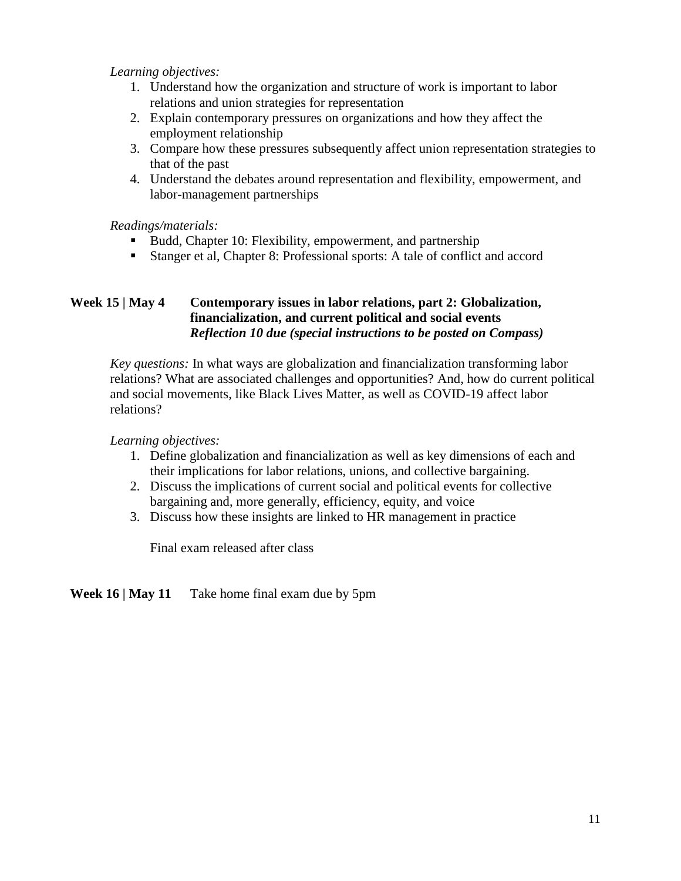*Learning objectives:*

1. Understand how the organization and structure of work is important to labor relations and union strategies for representation
2. Explain contemporary pressures on organizations and how they affect the employment relationship
3. Compare how these pressures subsequently affect union representation strategies to that of the past
4. Understand the debates around representation and flexibility, empowerment, and labor-management partnerships

*Readings/materials:*

- Budd, Chapter 10: Flexibility, empowerment, and partnership
- Stanger et al, Chapter 8: Professional sports: A tale of conflict and accord

**Week 15 | May 4 Contemporary issues in labor relations, part 2: Globalization, financialization, and current political and social events**
***Reflection 10 due (special instructions to be posted on Compass)***

*Key questions:* In what ways are globalization and financialization transforming labor relations? What are associated challenges and opportunities? And, how do current political and social movements, like Black Lives Matter, as well as COVID-19 affect labor relations?

*Learning objectives:*

1. Define globalization and financialization as well as key dimensions of each and their implications for labor relations, unions, and collective bargaining.
2. Discuss the implications of current social and political events for collective bargaining and, more generally, efficiency, equity, and voice
3. Discuss how these insights are linked to HR management in practice

Final exam released after class

**Week 16 | May 11** Take home final exam due by 5pm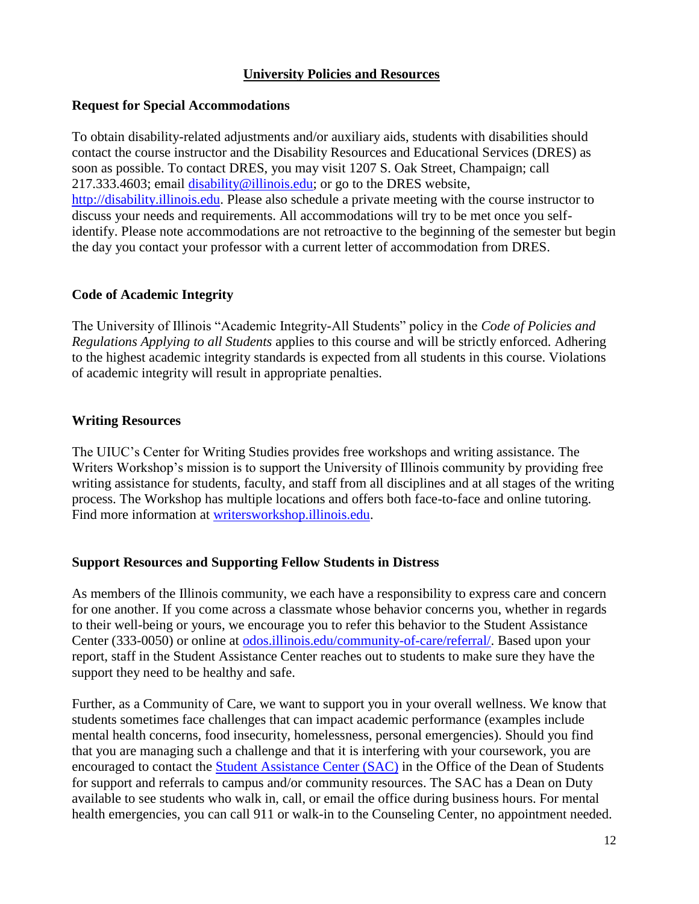## University Policies and Resources

### Request for Special Accommodations

To obtain disability-related adjustments and/or auxiliary aids, students with disabilities should contact the course instructor and the Disability Resources and Educational Services (DRES) as soon as possible. To contact DRES, you may visit 1207 S. Oak Street, Champaign; call 217.333.4603; email disability@illinois.edu; or go to the DRES website, http://disability.illinois.edu. Please also schedule a private meeting with the course instructor to discuss your needs and requirements. All accommodations will try to be met once you self-identify. Please note accommodations are not retroactive to the beginning of the semester but begin the day you contact your professor with a current letter of accommodation from DRES.

### Code of Academic Integrity

The University of Illinois "Academic Integrity-All Students" policy in the *Code of Policies and Regulations Applying to all Students* applies to this course and will be strictly enforced. Adhering to the highest academic integrity standards is expected from all students in this course. Violations of academic integrity will result in appropriate penalties.

### Writing Resources

The UIUC's Center for Writing Studies provides free workshops and writing assistance. The Writers Workshop's mission is to support the University of Illinois community by providing free writing assistance for students, faculty, and staff from all disciplines and at all stages of the writing process. The Workshop has multiple locations and offers both face-to-face and online tutoring. Find more information at writersworkshop.illinois.edu.

### Support Resources and Supporting Fellow Students in Distress

As members of the Illinois community, we each have a responsibility to express care and concern for one another. If you come across a classmate whose behavior concerns you, whether in regards to their well-being or yours, we encourage you to refer this behavior to the Student Assistance Center (333-0050) or online at odos.illinois.edu/community-of-care/referral/. Based upon your report, staff in the Student Assistance Center reaches out to students to make sure they have the support they need to be healthy and safe.

Further, as a Community of Care, we want to support you in your overall wellness. We know that students sometimes face challenges that can impact academic performance (examples include mental health concerns, food insecurity, homelessness, personal emergencies). Should you find that you are managing such a challenge and that it is interfering with your coursework, you are encouraged to contact the Student Assistance Center (SAC) in the Office of the Dean of Students for support and referrals to campus and/or community resources. The SAC has a Dean on Duty available to see students who walk in, call, or email the office during business hours. For mental health emergencies, you can call 911 or walk-in to the Counseling Center, no appointment needed.